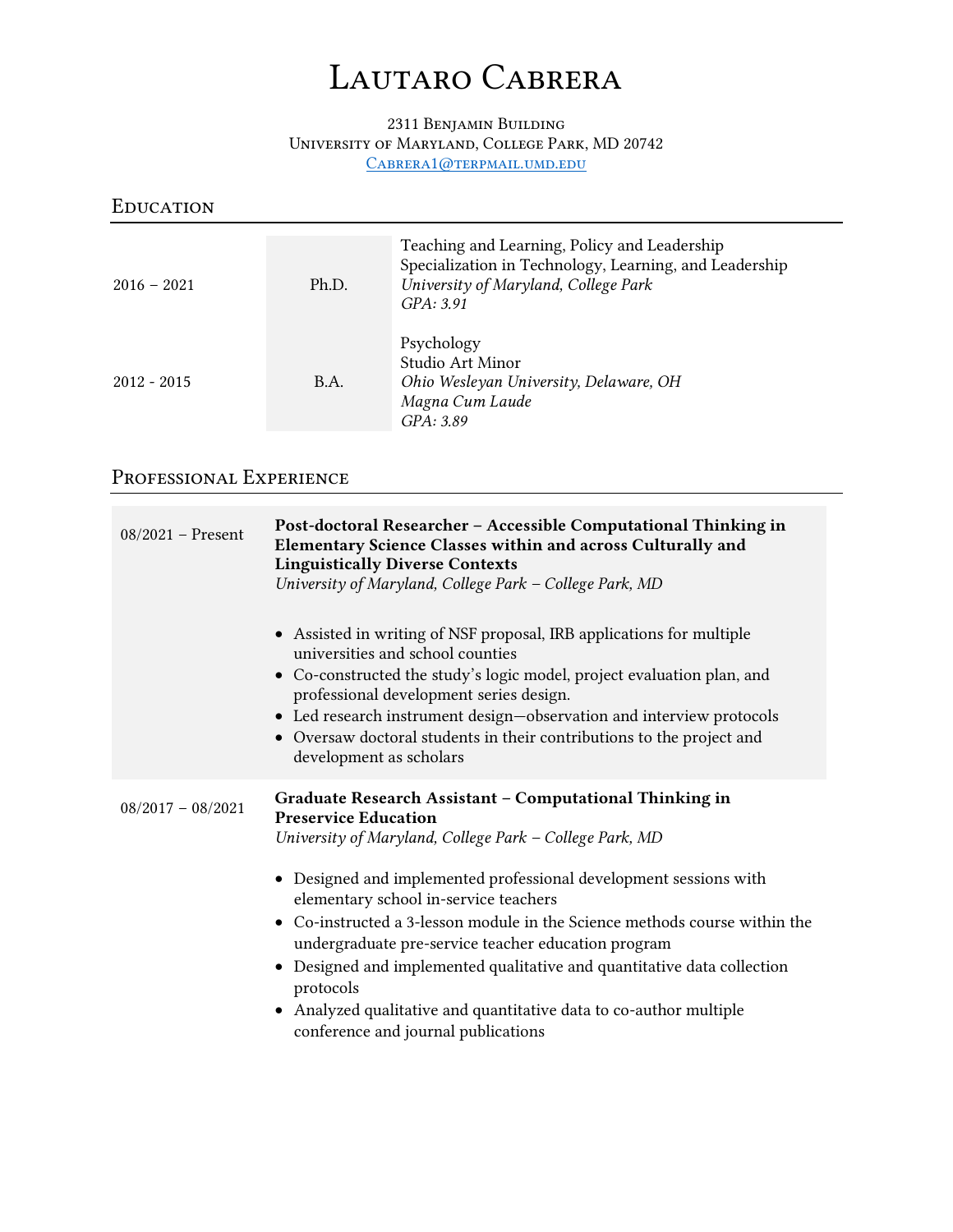# Lautaro Cabrera

2311 Benjamin Building
University of Maryland, College Park, MD 20742
[Cabrera1@terpmail.umd.edu](mailto:Cabrera1@terpmail.umd.edu)

## Education

| | | |
|---|---|---|
| 2016 – 2021 | Ph.D. | Teaching and Learning, Policy and Leadership<br>Specialization in Technology, Learning, and Leadership<br>*University of Maryland, College Park*<br>*GPA: 3.91* |
| 2012 - 2015 | B.A. | Psychology<br>Studio Art Minor<br>*Ohio Wesleyan University, Delaware, OH*<br>*Magna Cum Laude*<br>*GPA: 3.89* |

## Professional Experience

**08/2021 – Present**

**Post-doctoral Researcher – Accessible Computational Thinking in Elementary Science Classes within and across Culturally and Linguistically Diverse Contexts**
*University of Maryland, College Park – College Park, MD*

- Assisted in writing of NSF proposal, IRB applications for multiple universities and school counties
- Co-constructed the study's logic model, project evaluation plan, and professional development series design.
- Led research instrument design—observation and interview protocols
- Oversaw doctoral students in their contributions to the project and development as scholars

**08/2017 – 08/2021**

**Graduate Research Assistant – Computational Thinking in Preservice Education**
*University of Maryland, College Park – College Park, MD*

- Designed and implemented professional development sessions with elementary school in-service teachers
- Co-instructed a 3-lesson module in the Science methods course within the undergraduate pre-service teacher education program
- Designed and implemented qualitative and quantitative data collection protocols
- Analyzed qualitative and quantitative data to co-author multiple conference and journal publications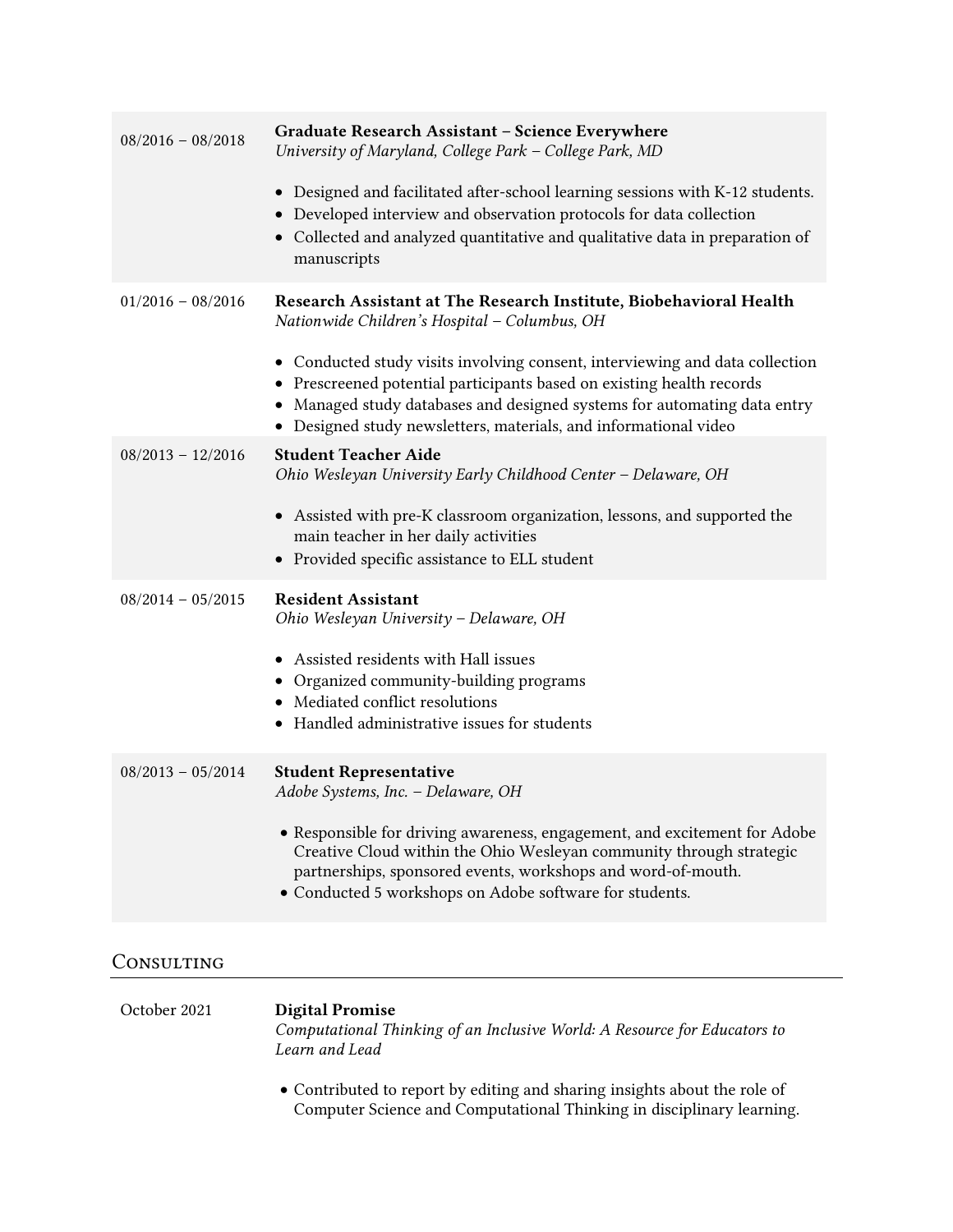08/2016 – 08/2018 **Graduate Research Assistant – Science Everywhere**
*University of Maryland, College Park – College Park, MD*

- Designed and facilitated after-school learning sessions with K-12 students.
- Developed interview and observation protocols for data collection
- Collected and analyzed quantitative and qualitative data in preparation of manuscripts

01/2016 – 08/2016 **Research Assistant at The Research Institute, Biobehavioral Health**
*Nationwide Children's Hospital – Columbus, OH*

- Conducted study visits involving consent, interviewing and data collection
- Prescreened potential participants based on existing health records
- Managed study databases and designed systems for automating data entry
- Designed study newsletters, materials, and informational video

08/2013 – 12/2016 **Student Teacher Aide**
*Ohio Wesleyan University Early Childhood Center – Delaware, OH*

- Assisted with pre-K classroom organization, lessons, and supported the main teacher in her daily activities
- Provided specific assistance to ELL student

08/2014 – 05/2015 **Resident Assistant**
*Ohio Wesleyan University – Delaware, OH*

- Assisted residents with Hall issues
- Organized community-building programs
- Mediated conflict resolutions
- Handled administrative issues for students

08/2013 – 05/2014 **Student Representative**
*Adobe Systems, Inc. – Delaware, OH*

- Responsible for driving awareness, engagement, and excitement for Adobe Creative Cloud within the Ohio Wesleyan community through strategic partnerships, sponsored events, workshops and word-of-mouth.
- Conducted 5 workshops on Adobe software for students.

## Consulting

October 2021 **Digital Promise**
*Computational Thinking of an Inclusive World: A Resource for Educators to Learn and Lead*

- Contributed to report by editing and sharing insights about the role of Computer Science and Computational Thinking in disciplinary learning.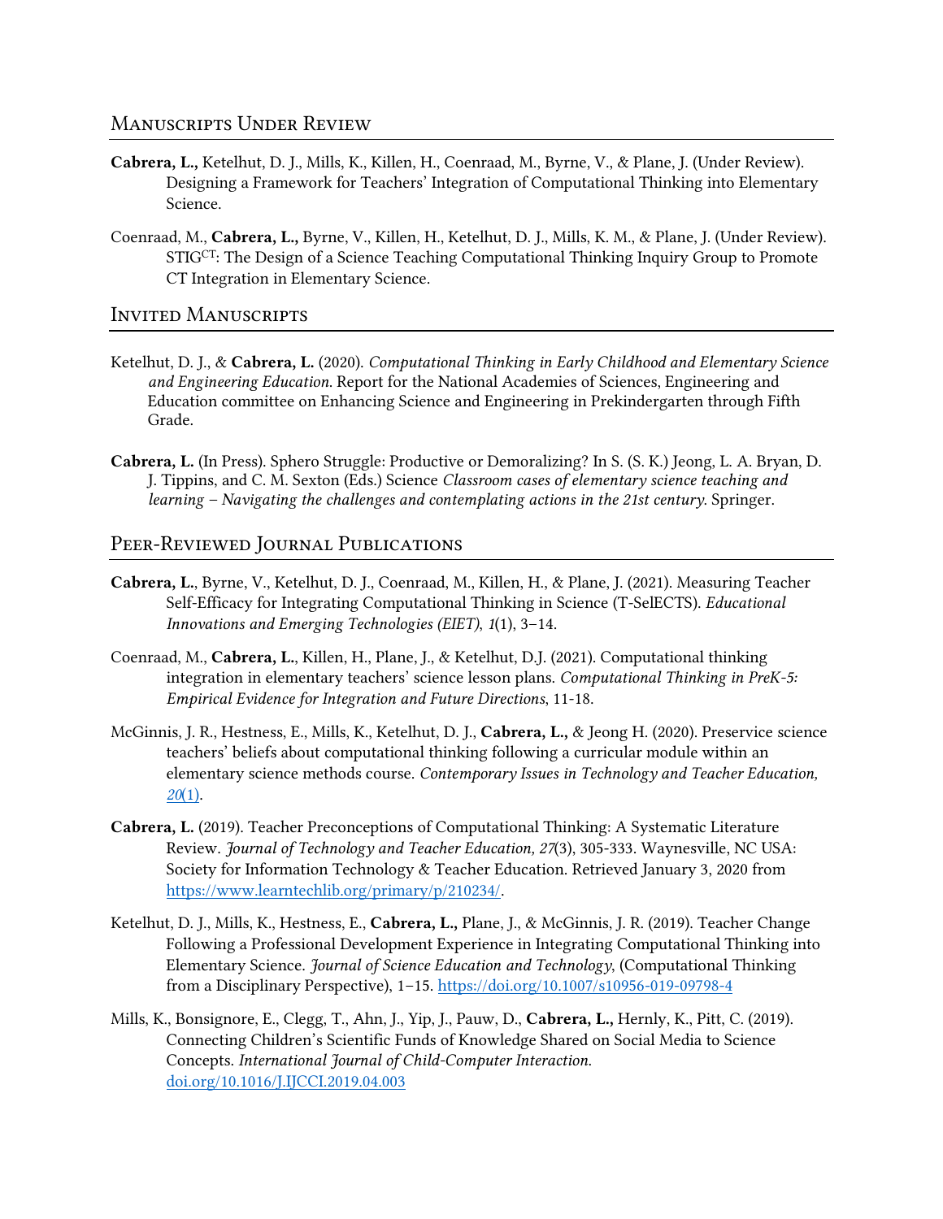## Manuscripts Under Review

**Cabrera, L.,** Ketelhut, D. J., Mills, K., Killen, H., Coenraad, M., Byrne, V., & Plane, J. (Under Review). Designing a Framework for Teachers' Integration of Computational Thinking into Elementary Science.

Coenraad, M., **Cabrera, L.,** Byrne, V., Killen, H., Ketelhut, D. J., Mills, K. M., & Plane, J. (Under Review). STIG$^{CT}$: The Design of a Science Teaching Computational Thinking Inquiry Group to Promote CT Integration in Elementary Science.

## Invited Manuscripts

Ketelhut, D. J., & **Cabrera, L.** (2020). *Computational Thinking in Early Childhood and Elementary Science and Engineering Education.* Report for the National Academies of Sciences, Engineering and Education committee on Enhancing Science and Engineering in Prekindergarten through Fifth Grade.

**Cabrera, L.** (In Press). Sphero Struggle: Productive or Demoralizing? In S. (S. K.) Jeong, L. A. Bryan, D. J. Tippins, and C. M. Sexton (Eds.) Science *Classroom cases of elementary science teaching and learning – Navigating the challenges and contemplating actions in the 21st century.* Springer.

## Peer-Reviewed Journal Publications

**Cabrera, L.**, Byrne, V., Ketelhut, D. J., Coenraad, M., Killen, H., & Plane, J. (2021). Measuring Teacher Self-Efficacy for Integrating Computational Thinking in Science (T-SelECTS). *Educational Innovations and Emerging Technologies (EIET)*, *1*(1), 3–14.

Coenraad, M., **Cabrera, L.**, Killen, H., Plane, J., & Ketelhut, D.J. (2021). Computational thinking integration in elementary teachers' science lesson plans. *Computational Thinking in PreK-5: Empirical Evidence for Integration and Future Directions*, 11-18.

McGinnis, J. R., Hestness, E., Mills, K., Ketelhut, D. J., **Cabrera, L.,** & Jeong H. (2020). Preservice science teachers' beliefs about computational thinking following a curricular module within an elementary science methods course. *Contemporary Issues in Technology and Teacher Education, 20*(1).

**Cabrera, L.** (2019). Teacher Preconceptions of Computational Thinking: A Systematic Literature Review. *Journal of Technology and Teacher Education, 27*(3), 305-333. Waynesville, NC USA: Society for Information Technology & Teacher Education. Retrieved January 3, 2020 from https://www.learntechlib.org/primary/p/210234/.

Ketelhut, D. J., Mills, K., Hestness, E., **Cabrera, L.,** Plane, J., & McGinnis, J. R. (2019). Teacher Change Following a Professional Development Experience in Integrating Computational Thinking into Elementary Science. *Journal of Science Education and Technology*, (Computational Thinking from a Disciplinary Perspective), 1–15. https://doi.org/10.1007/s10956-019-09798-4

Mills, K., Bonsignore, E., Clegg, T., Ahn, J., Yip, J., Pauw, D., **Cabrera, L.,** Hernly, K., Pitt, C. (2019). Connecting Children's Scientific Funds of Knowledge Shared on Social Media to Science Concepts. *International Journal of Child-Computer Interaction.* doi.org/10.1016/J.IJCCI.2019.04.003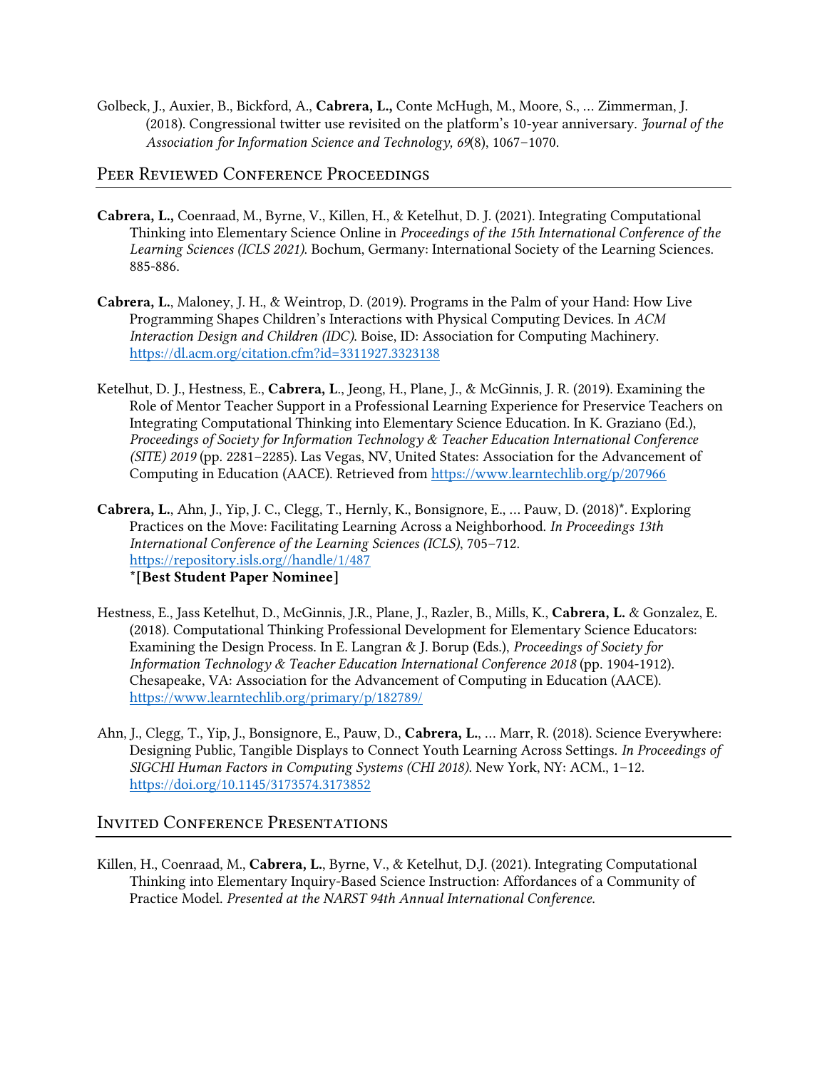Golbeck, J., Auxier, B., Bickford, A., **Cabrera, L.,** Conte McHugh, M., Moore, S., … Zimmerman, J. (2018). Congressional twitter use revisited on the platform's 10-year anniversary. *Journal of the Association for Information Science and Technology, 69*(8), 1067–1070.

## Peer Reviewed Conference Proceedings

**Cabrera, L.,** Coenraad, M., Byrne, V., Killen, H., & Ketelhut, D. J. (2021). Integrating Computational Thinking into Elementary Science Online in *Proceedings of the 15th International Conference of the Learning Sciences (ICLS 2021)*. Bochum, Germany: International Society of the Learning Sciences. 885-886.

**Cabrera, L.**, Maloney, J. H., & Weintrop, D. (2019). Programs in the Palm of your Hand: How Live Programming Shapes Children's Interactions with Physical Computing Devices. In *ACM Interaction Design and Children (IDC)*. Boise, ID: Association for Computing Machinery. https://dl.acm.org/citation.cfm?id=3311927.3323138

Ketelhut, D. J., Hestness, E., **Cabrera, L**., Jeong, H., Plane, J., & McGinnis, J. R. (2019). Examining the Role of Mentor Teacher Support in a Professional Learning Experience for Preservice Teachers on Integrating Computational Thinking into Elementary Science Education. In K. Graziano (Ed.), *Proceedings of Society for Information Technology & Teacher Education International Conference (SITE) 2019* (pp. 2281–2285). Las Vegas, NV, United States: Association for the Advancement of Computing in Education (AACE). Retrieved from https://www.learntechlib.org/p/207966

**Cabrera, L.**, Ahn, J., Yip, J. C., Clegg, T., Hernly, K., Bonsignore, E., … Pauw, D. (2018)*. Exploring Practices on the Move: Facilitating Learning Across a Neighborhood. *In Proceedings 13th International Conference of the Learning Sciences (ICLS)*, 705–712. https://repository.isls.org//handle/1/487
**\*[Best Student Paper Nominee]**

Hestness, E., Jass Ketelhut, D., McGinnis, J.R., Plane, J., Razler, B., Mills, K., **Cabrera, L.** & Gonzalez, E. (2018). Computational Thinking Professional Development for Elementary Science Educators: Examining the Design Process. In E. Langran & J. Borup (Eds.), *Proceedings of Society for Information Technology & Teacher Education International Conference 2018* (pp. 1904-1912). Chesapeake, VA: Association for the Advancement of Computing in Education (AACE). https://www.learntechlib.org/primary/p/182789/

Ahn, J., Clegg, T., Yip, J., Bonsignore, E., Pauw, D., **Cabrera, L.**, … Marr, R. (2018). Science Everywhere: Designing Public, Tangible Displays to Connect Youth Learning Across Settings. *In Proceedings of SIGCHI Human Factors in Computing Systems (CHI 2018)*. New York, NY: ACM., 1–12. https://doi.org/10.1145/3173574.3173852

## Invited Conference Presentations

Killen, H., Coenraad, M., **Cabrera, L.**, Byrne, V., & Ketelhut, D.J. (2021). Integrating Computational Thinking into Elementary Inquiry-Based Science Instruction: Affordances of a Community of Practice Model. *Presented at the NARST 94th Annual International Conference.*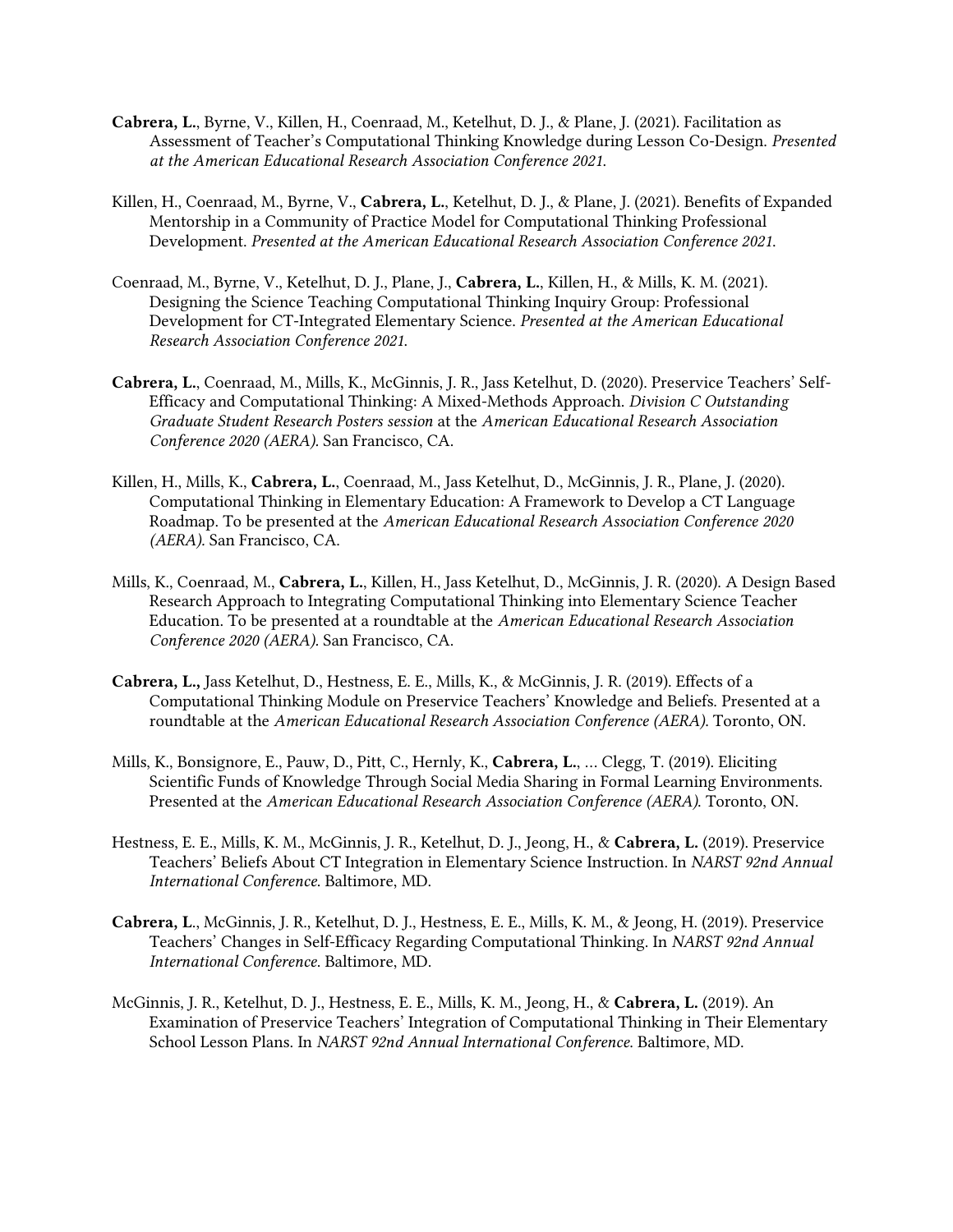**Cabrera, L.**, Byrne, V., Killen, H., Coenraad, M., Ketelhut, D. J., & Plane, J. (2021). Facilitation as Assessment of Teacher's Computational Thinking Knowledge during Lesson Co-Design. *Presented at the American Educational Research Association Conference 2021.*

Killen, H., Coenraad, M., Byrne, V., **Cabrera, L.**, Ketelhut, D. J., & Plane, J. (2021). Benefits of Expanded Mentorship in a Community of Practice Model for Computational Thinking Professional Development. *Presented at the American Educational Research Association Conference 2021.*

Coenraad, M., Byrne, V., Ketelhut, D. J., Plane, J., **Cabrera, L.**, Killen, H., & Mills, K. M. (2021). Designing the Science Teaching Computational Thinking Inquiry Group: Professional Development for CT-Integrated Elementary Science. *Presented at the American Educational Research Association Conference 2021.*

**Cabrera, L.**, Coenraad, M., Mills, K., McGinnis, J. R., Jass Ketelhut, D. (2020). Preservice Teachers' Self-Efficacy and Computational Thinking: A Mixed-Methods Approach. *Division C Outstanding Graduate Student Research Posters session* at the *American Educational Research Association Conference 2020 (AERA).* San Francisco, CA.

Killen, H., Mills, K., **Cabrera, L.**, Coenraad, M., Jass Ketelhut, D., McGinnis, J. R., Plane, J. (2020). Computational Thinking in Elementary Education: A Framework to Develop a CT Language Roadmap. To be presented at the *American Educational Research Association Conference 2020 (AERA).* San Francisco, CA.

Mills, K., Coenraad, M., **Cabrera, L.**, Killen, H., Jass Ketelhut, D., McGinnis, J. R. (2020). A Design Based Research Approach to Integrating Computational Thinking into Elementary Science Teacher Education. To be presented at a roundtable at the *American Educational Research Association Conference 2020 (AERA).* San Francisco, CA.

**Cabrera, L.,** Jass Ketelhut, D., Hestness, E. E., Mills, K., & McGinnis, J. R. (2019). Effects of a Computational Thinking Module on Preservice Teachers' Knowledge and Beliefs. Presented at a roundtable at the *American Educational Research Association Conference (AERA).* Toronto, ON.

Mills, K., Bonsignore, E., Pauw, D., Pitt, C., Hernly, K., **Cabrera, L.**, … Clegg, T. (2019). Eliciting Scientific Funds of Knowledge Through Social Media Sharing in Formal Learning Environments. Presented at the *American Educational Research Association Conference (AERA).* Toronto, ON.

Hestness, E. E., Mills, K. M., McGinnis, J. R., Ketelhut, D. J., Jeong, H., & **Cabrera, L.** (2019). Preservice Teachers' Beliefs About CT Integration in Elementary Science Instruction. In *NARST 92nd Annual International Conference.* Baltimore, MD.

**Cabrera, L**., McGinnis, J. R., Ketelhut, D. J., Hestness, E. E., Mills, K. M., & Jeong, H. (2019). Preservice Teachers' Changes in Self-Efficacy Regarding Computational Thinking. In *NARST 92nd Annual International Conference.* Baltimore, MD.

McGinnis, J. R., Ketelhut, D. J., Hestness, E. E., Mills, K. M., Jeong, H., & **Cabrera, L.** (2019). An Examination of Preservice Teachers' Integration of Computational Thinking in Their Elementary School Lesson Plans. In *NARST 92nd Annual International Conference.* Baltimore, MD.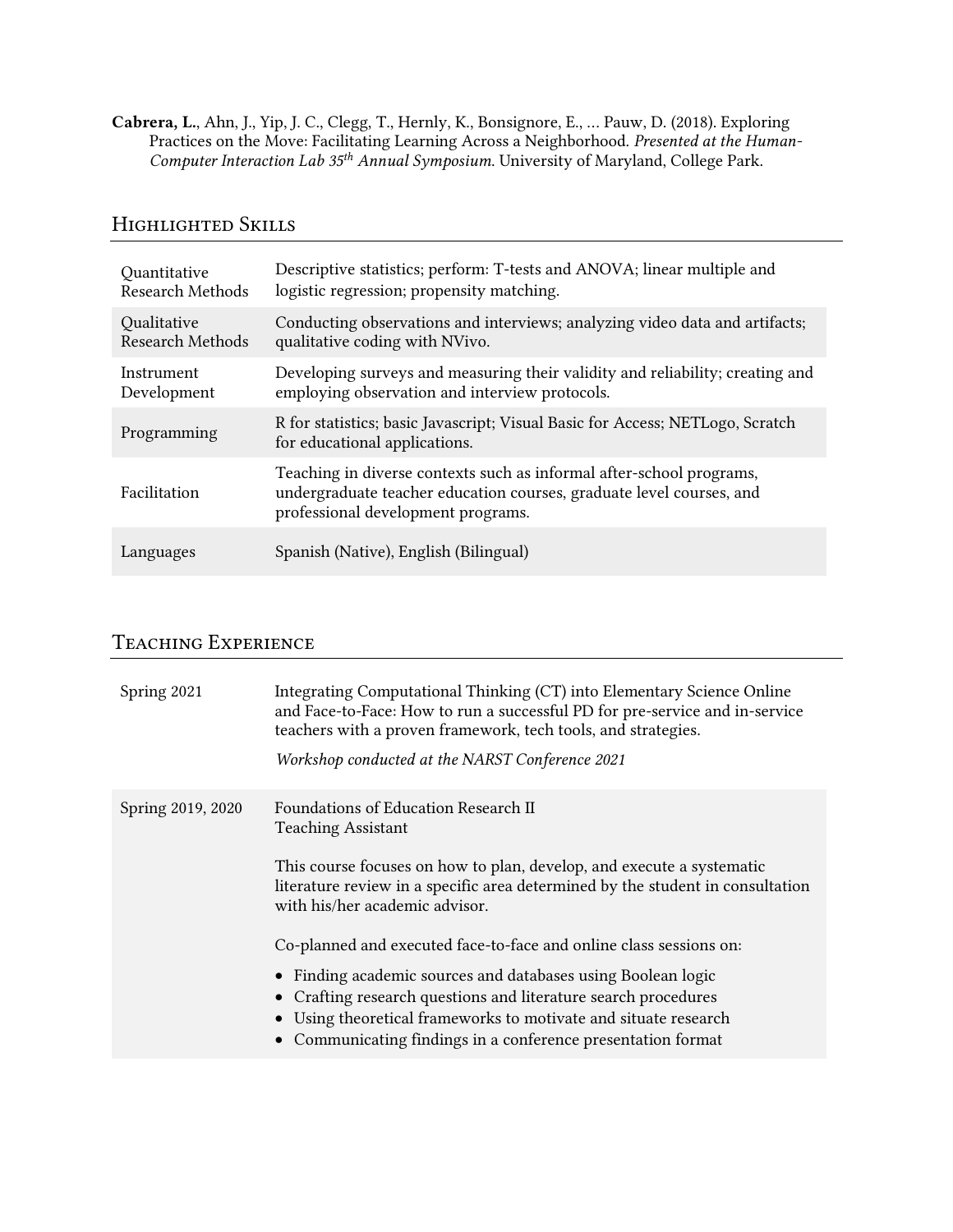**Cabrera, L.**, Ahn, J., Yip, J. C., Clegg, T., Hernly, K., Bonsignore, E., … Pauw, D. (2018). Exploring Practices on the Move: Facilitating Learning Across a Neighborhood. *Presented at the Human-Computer Interaction Lab 35th Annual Symposium*. University of Maryland, College Park.

## Highlighted Skills

| | |
|---|---|
| Quantitative Research Methods | Descriptive statistics; perform: T-tests and ANOVA; linear multiple and logistic regression; propensity matching. |
| Qualitative Research Methods | Conducting observations and interviews; analyzing video data and artifacts; qualitative coding with NVivo. |
| Instrument Development | Developing surveys and measuring their validity and reliability; creating and employing observation and interview protocols. |
| Programming | R for statistics; basic Javascript; Visual Basic for Access; NETLogo, Scratch for educational applications. |
| Facilitation | Teaching in diverse contexts such as informal after-school programs, undergraduate teacher education courses, graduate level courses, and professional development programs. |
| Languages | Spanish (Native), English (Bilingual) |

## Teaching Experience

**Spring 2021**

Integrating Computational Thinking (CT) into Elementary Science Online and Face-to-Face: How to run a successful PD for pre-service and in-service teachers with a proven framework, tech tools, and strategies.

*Workshop conducted at the NARST Conference 2021*

**Spring 2019, 2020**

Foundations of Education Research II
Teaching Assistant

This course focuses on how to plan, develop, and execute a systematic literature review in a specific area determined by the student in consultation with his/her academic advisor.

Co-planned and executed face-to-face and online class sessions on:

- Finding academic sources and databases using Boolean logic
- Crafting research questions and literature search procedures
- Using theoretical frameworks to motivate and situate research
- Communicating findings in a conference presentation format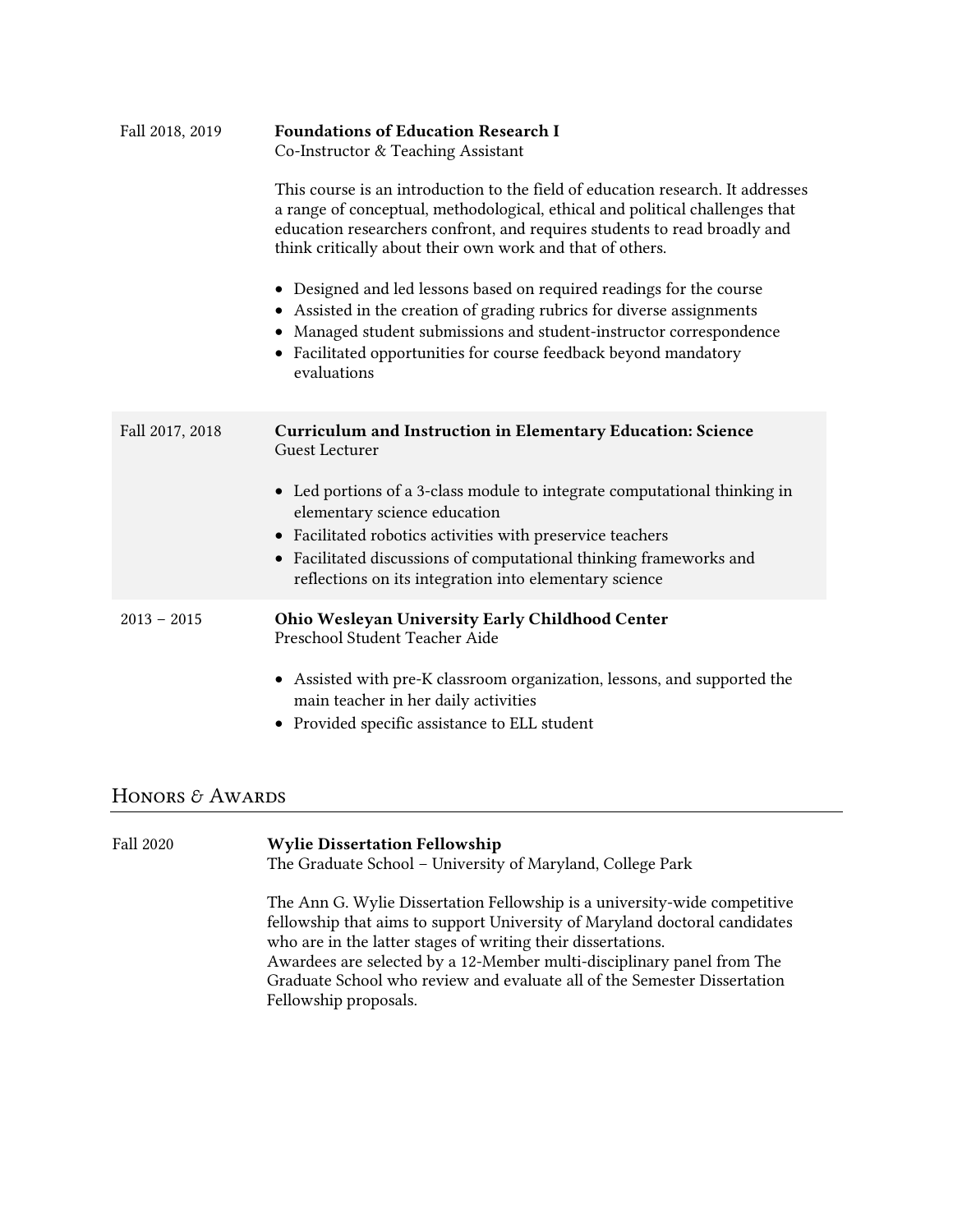Fall 2018, 2019

**Foundations of Education Research I**
Co-Instructor & Teaching Assistant

This course is an introduction to the field of education research. It addresses a range of conceptual, methodological, ethical and political challenges that education researchers confront, and requires students to read broadly and think critically about their own work and that of others.

- Designed and led lessons based on required readings for the course
- Assisted in the creation of grading rubrics for diverse assignments
- Managed student submissions and student-instructor correspondence
- Facilitated opportunities for course feedback beyond mandatory evaluations

Fall 2017, 2018

**Curriculum and Instruction in Elementary Education: Science**
Guest Lecturer

- Led portions of a 3-class module to integrate computational thinking in elementary science education
- Facilitated robotics activities with preservice teachers
- Facilitated discussions of computational thinking frameworks and reflections on its integration into elementary science

2013 – 2015

**Ohio Wesleyan University Early Childhood Center**
Preschool Student Teacher Aide

- Assisted with pre-K classroom organization, lessons, and supported the main teacher in her daily activities
- Provided specific assistance to ELL student

## Honors & Awards

Fall 2020

**Wylie Dissertation Fellowship**
The Graduate School – University of Maryland, College Park

The Ann G. Wylie Dissertation Fellowship is a university-wide competitive fellowship that aims to support University of Maryland doctoral candidates who are in the latter stages of writing their dissertations.
Awardees are selected by a 12-Member multi-disciplinary panel from The Graduate School who review and evaluate all of the Semester Dissertation Fellowship proposals.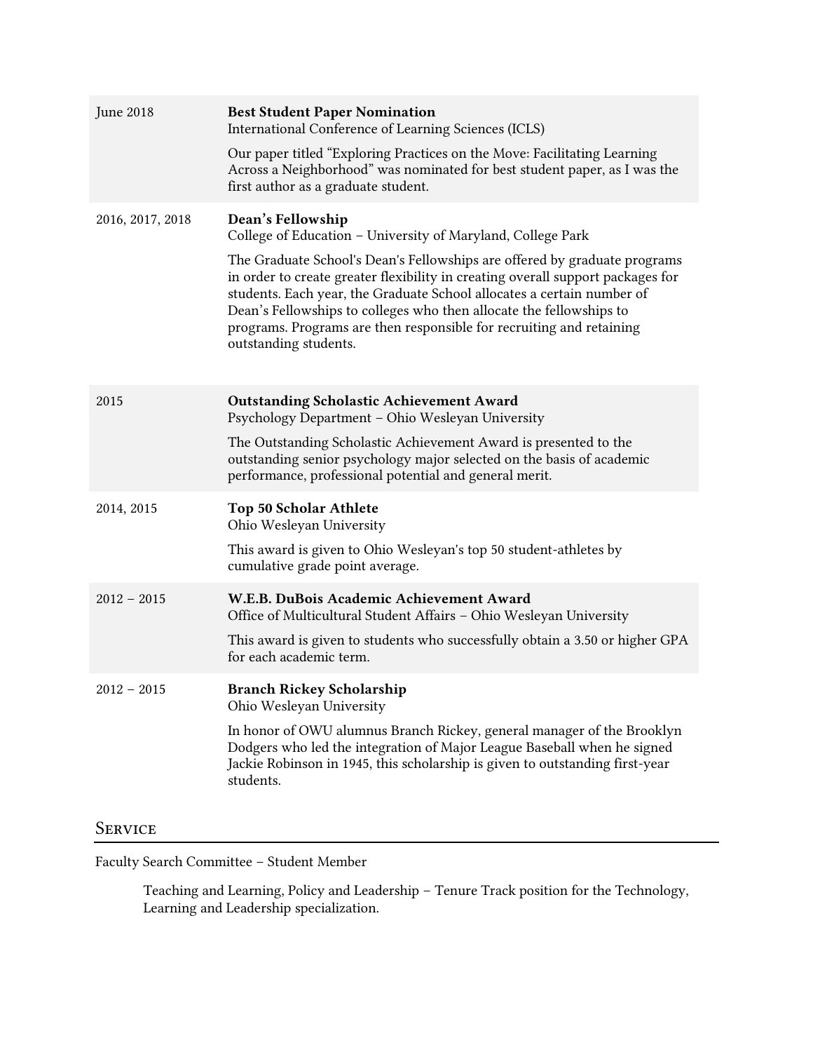| | |
|---|---|
| June 2018 | **Best Student Paper Nomination**<br>International Conference of Learning Sciences (ICLS)<br><br>Our paper titled "Exploring Practices on the Move: Facilitating Learning Across a Neighborhood" was nominated for best student paper, as I was the first author as a graduate student. |
| 2016, 2017, 2018 | **Dean's Fellowship**<br>College of Education – University of Maryland, College Park<br><br>The Graduate School's Dean's Fellowships are offered by graduate programs in order to create greater flexibility in creating overall support packages for students. Each year, the Graduate School allocates a certain number of Dean's Fellowships to colleges who then allocate the fellowships to programs. Programs are then responsible for recruiting and retaining outstanding students. |
| 2015 | **Outstanding Scholastic Achievement Award**<br>Psychology Department – Ohio Wesleyan University<br><br>The Outstanding Scholastic Achievement Award is presented to the outstanding senior psychology major selected on the basis of academic performance, professional potential and general merit. |
| 2014, 2015 | **Top 50 Scholar Athlete**<br>Ohio Wesleyan University<br><br>This award is given to Ohio Wesleyan's top 50 student-athletes by cumulative grade point average. |
| 2012 – 2015 | **W.E.B. DuBois Academic Achievement Award**<br>Office of Multicultural Student Affairs – Ohio Wesleyan University<br><br>This award is given to students who successfully obtain a 3.50 or higher GPA for each academic term. |
| 2012 – 2015 | **Branch Rickey Scholarship**<br>Ohio Wesleyan University<br><br>In honor of OWU alumnus Branch Rickey, general manager of the Brooklyn Dodgers who led the integration of Major League Baseball when he signed Jackie Robinson in 1945, this scholarship is given to outstanding first-year students. |

## Service

Faculty Search Committee – Student Member

> Teaching and Learning, Policy and Leadership – Tenure Track position for the Technology, Learning and Leadership specialization.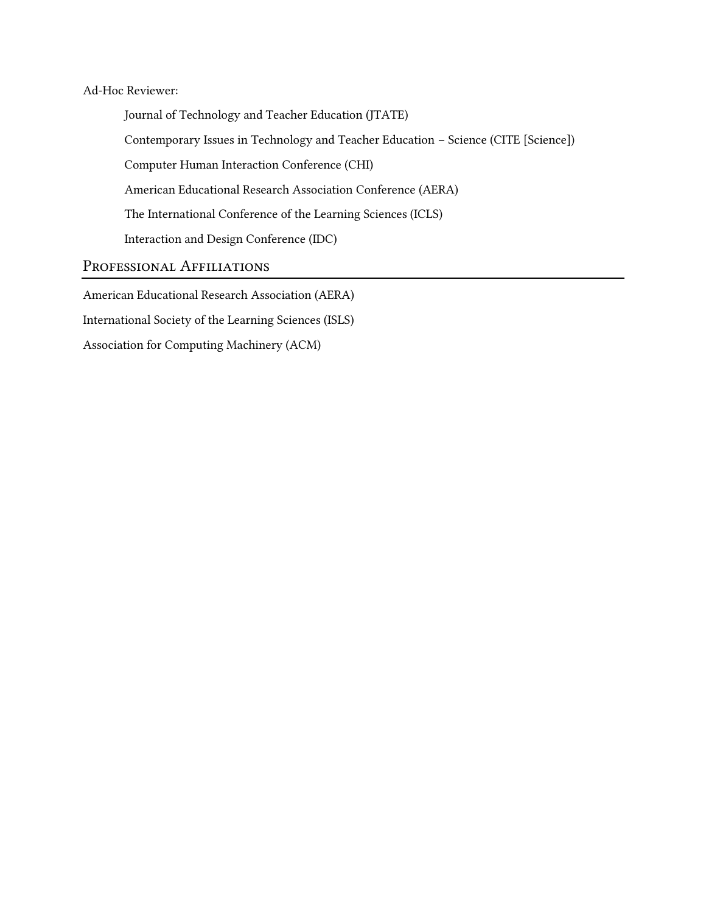Ad-Hoc Reviewer:

- Journal of Technology and Teacher Education (JTATE)
- Contemporary Issues in Technology and Teacher Education – Science (CITE [Science])
- Computer Human Interaction Conference (CHI)
- American Educational Research Association Conference (AERA)
- The International Conference of the Learning Sciences (ICLS)
- Interaction and Design Conference (IDC)

## Professional Affiliations

American Educational Research Association (AERA)

International Society of the Learning Sciences (ISLS)

Association for Computing Machinery (ACM)